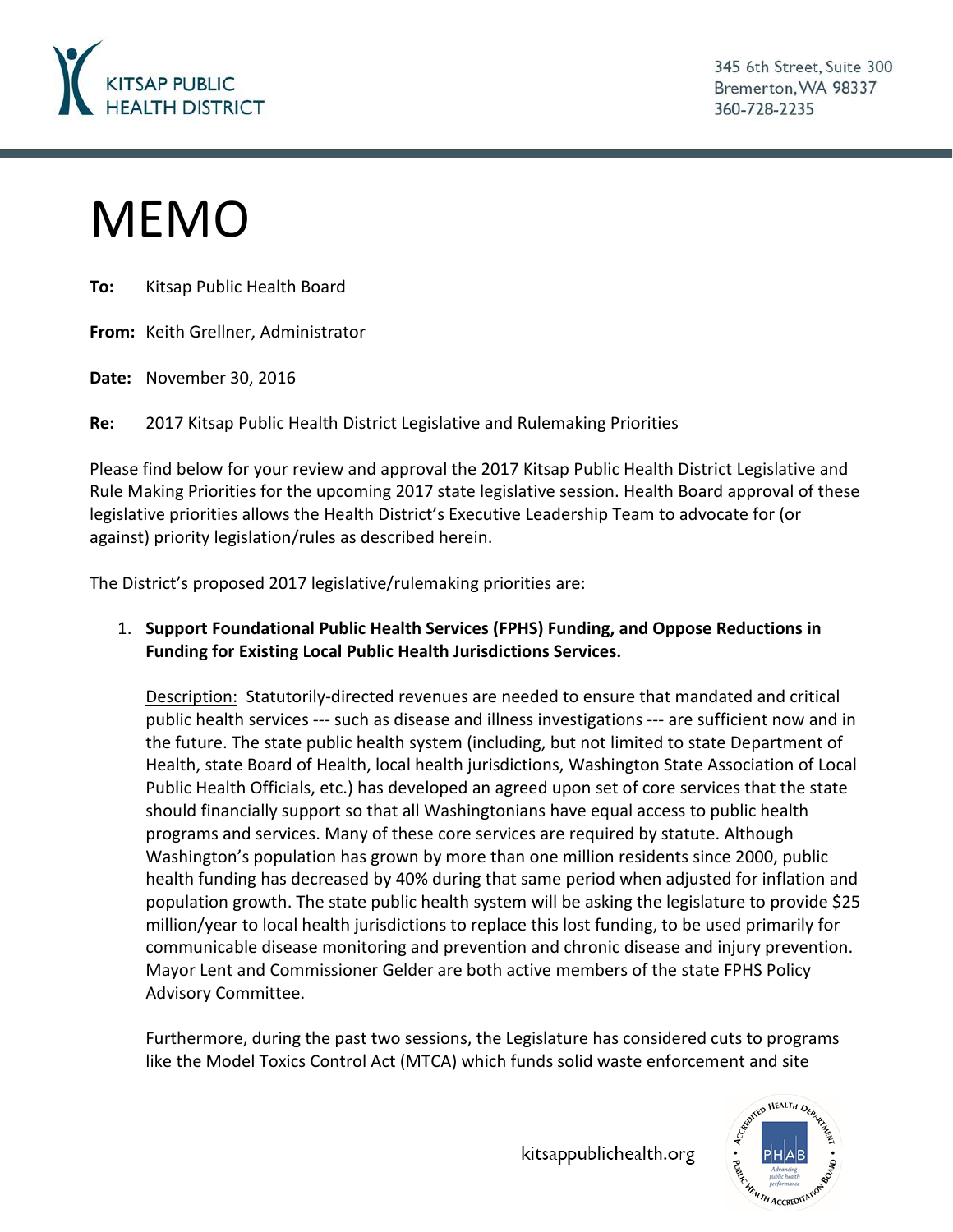KITSAP PUBLIC HEALTH DISTRICT

345 6th Street, Suite 300
Bremerton, WA 98337
360-728-2235

# MEMO

**To:** Kitsap Public Health Board

**From:** Keith Grellner, Administrator

**Date:** November 30, 2016

**Re:** 2017 Kitsap Public Health District Legislative and Rulemaking Priorities

Please find below for your review and approval the 2017 Kitsap Public Health District Legislative and Rule Making Priorities for the upcoming 2017 state legislative session. Health Board approval of these legislative priorities allows the Health District's Executive Leadership Team to advocate for (or against) priority legislation/rules as described herein.

The District's proposed 2017 legislative/rulemaking priorities are:

1. **Support Foundational Public Health Services (FPHS) Funding, and Oppose Reductions in Funding for Existing Local Public Health Jurisdictions Services.**

   Description: Statutorily-directed revenues are needed to ensure that mandated and critical public health services --- such as disease and illness investigations --- are sufficient now and in the future. The state public health system (including, but not limited to state Department of Health, state Board of Health, local health jurisdictions, Washington State Association of Local Public Health Officials, etc.) has developed an agreed upon set of core services that the state should financially support so that all Washingtonians have equal access to public health programs and services. Many of these core services are required by statute. Although Washington's population has grown by more than one million residents since 2000, public health funding has decreased by 40% during that same period when adjusted for inflation and population growth. The state public health system will be asking the legislature to provide $25 million/year to local health jurisdictions to replace this lost funding, to be used primarily for communicable disease monitoring and prevention and chronic disease and injury prevention. Mayor Lent and Commissioner Gelder are both active members of the state FPHS Policy Advisory Committee.

   Furthermore, during the past two sessions, the Legislature has considered cuts to programs like the Model Toxics Control Act (MTCA) which funds solid waste enforcement and site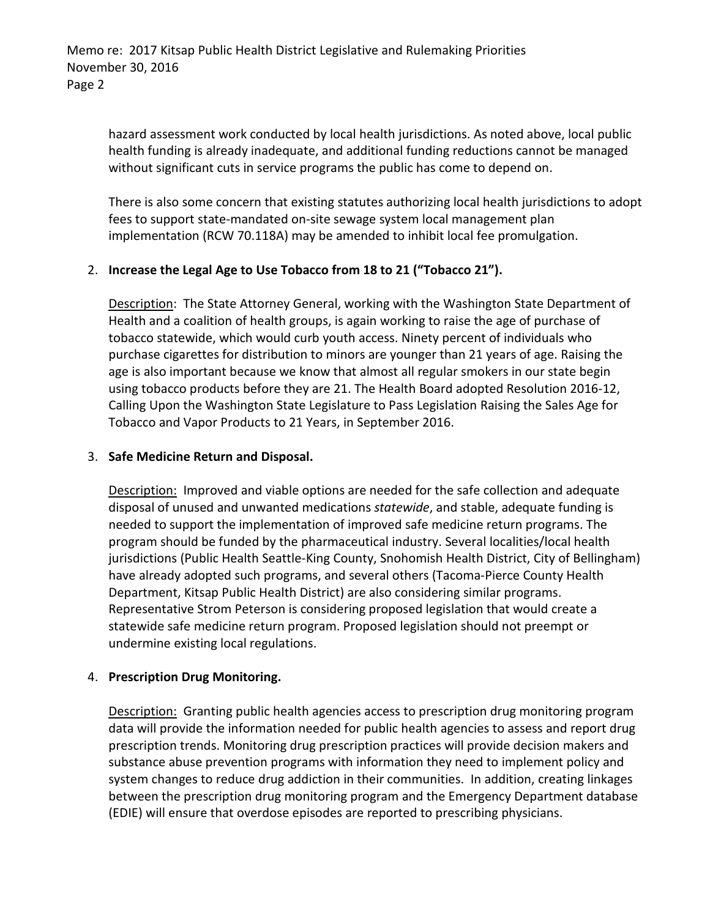hazard assessment work conducted by local health jurisdictions. As noted above, local public health funding is already inadequate, and additional funding reductions cannot be managed without significant cuts in service programs the public has come to depend on.

There is also some concern that existing statutes authorizing local health jurisdictions to adopt fees to support state-mandated on-site sewage system local management plan implementation (RCW 70.118A) may be amended to inhibit local fee promulgation.

2. **Increase the Legal Age to Use Tobacco from 18 to 21 ("Tobacco 21").**

   Description: The State Attorney General, working with the Washington State Department of Health and a coalition of health groups, is again working to raise the age of purchase of tobacco statewide, which would curb youth access. Ninety percent of individuals who purchase cigarettes for distribution to minors are younger than 21 years of age. Raising the age is also important because we know that almost all regular smokers in our state begin using tobacco products before they are 21. The Health Board adopted Resolution 2016-12, Calling Upon the Washington State Legislature to Pass Legislation Raising the Sales Age for Tobacco and Vapor Products to 21 Years, in September 2016.

3. **Safe Medicine Return and Disposal.**

   Description: Improved and viable options are needed for the safe collection and adequate disposal of unused and unwanted medications *statewide*, and stable, adequate funding is needed to support the implementation of improved safe medicine return programs. The program should be funded by the pharmaceutical industry. Several localities/local health jurisdictions (Public Health Seattle-King County, Snohomish Health District, City of Bellingham) have already adopted such programs, and several others (Tacoma-Pierce County Health Department, Kitsap Public Health District) are also considering similar programs. Representative Strom Peterson is considering proposed legislation that would create a statewide safe medicine return program. Proposed legislation should not preempt or undermine existing local regulations.

4. **Prescription Drug Monitoring.**

   Description: Granting public health agencies access to prescription drug monitoring program data will provide the information needed for public health agencies to assess and report drug prescription trends. Monitoring drug prescription practices will provide decision makers and substance abuse prevention programs with information they need to implement policy and system changes to reduce drug addiction in their communities. In addition, creating linkages between the prescription drug monitoring program and the Emergency Department database (EDIE) will ensure that overdose episodes are reported to prescribing physicians.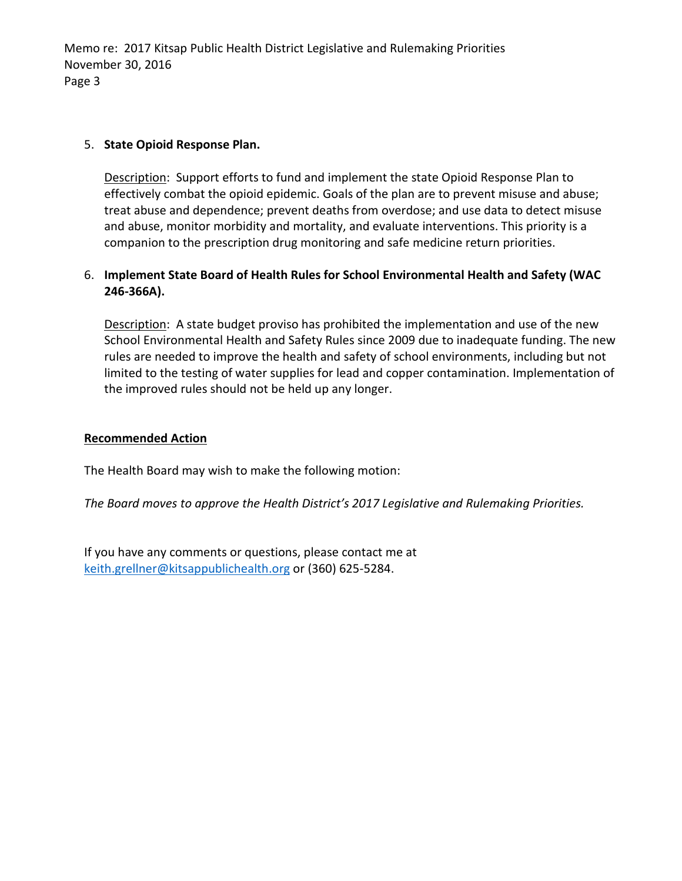5. **State Opioid Response Plan.**

   Description: Support efforts to fund and implement the state Opioid Response Plan to effectively combat the opioid epidemic. Goals of the plan are to prevent misuse and abuse; treat abuse and dependence; prevent deaths from overdose; and use data to detect misuse and abuse, monitor morbidity and mortality, and evaluate interventions. This priority is a companion to the prescription drug monitoring and safe medicine return priorities.

6. **Implement State Board of Health Rules for School Environmental Health and Safety (WAC 246-366A).**

   Description: A state budget proviso has prohibited the implementation and use of the new School Environmental Health and Safety Rules since 2009 due to inadequate funding. The new rules are needed to improve the health and safety of school environments, including but not limited to the testing of water supplies for lead and copper contamination. Implementation of the improved rules should not be held up any longer.

**Recommended Action**

The Health Board may wish to make the following motion:

*The Board moves to approve the Health District's 2017 Legislative and Rulemaking Priorities.*

If you have any comments or questions, please contact me at keith.grellner@kitsappublichealth.org or (360) 625-5284.